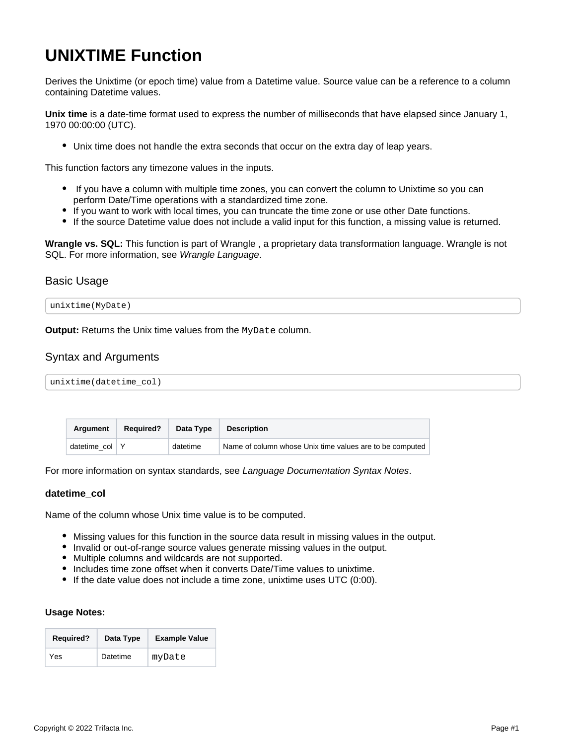# UNIXTIME Function

Derives the Unixtime (or epoch time) value from a Datetime value. Source value can be a reference to a column containing Datetime values.

**Unix time** is a date-time format used to express the number of milliseconds that have elapsed since January 1, 1970 00:00:00 (UTC).

- Unix time does not handle the extra seconds that occur on the extra day of leap years.

This function factors any timezone values in the inputs.

- If you have a column with multiple time zones, you can convert the column to Unixtime so you can perform Date/Time operations with a standardized time zone.
- If you want to work with local times, you can truncate the time zone or use other Date functions.
- If the source Datetime value does not include a valid input for this function, a missing value is returned.

**Wrangle vs. SQL:** This function is part of Wrangle , a proprietary data transformation language. Wrangle is not SQL. For more information, see *Wrangle Language*.

## Basic Usage

```
unixtime(MyDate)
```

**Output:** Returns the Unix time values from the `MyDate` column.

## Syntax and Arguments

```
unixtime(datetime_col)
```

| Argument | Required? | Data Type | Description |
| --- | --- | --- | --- |
| datetime_col | Y | datetime | Name of column whose Unix time values are to be computed |

For more information on syntax standards, see *Language Documentation Syntax Notes*.

### datetime_col

Name of the column whose Unix time value is to be computed.

- Missing values for this function in the source data result in missing values in the output.
- Invalid or out-of-range source values generate missing values in the output.
- Multiple columns and wildcards are not supported.
- Includes time zone offset when it converts Date/Time values to unixtime.
- If the date value does not include a time zone, unixtime uses UTC (0:00).

**Usage Notes:**

| Required? | Data Type | Example Value |
| --- | --- | --- |
| Yes | Datetime | `myDate` |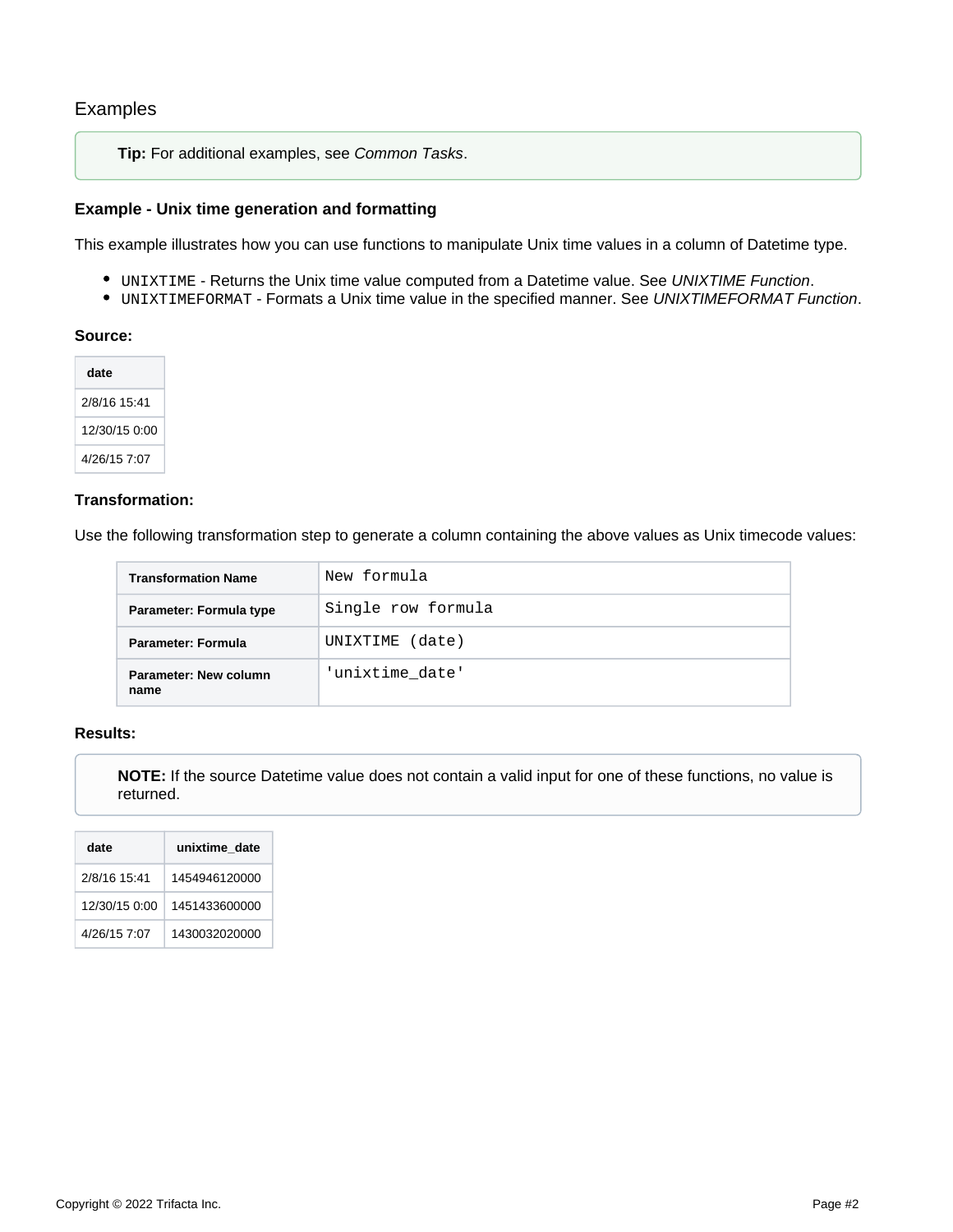## Examples

**Tip:** For additional examples, see *Common Tasks*.

### Example - Unix time generation and formatting

This example illustrates how you can use functions to manipulate Unix time values in a column of Datetime type.

- `UNIXTIME` - Returns the Unix time value computed from a Datetime value. See *UNIXTIME Function*.
- `UNIXTIMEFORMAT` - Formats a Unix time value in the specified manner. See *UNIXTIMEFORMAT Function*.

**Source:**

| date |
| --- |
| 2/8/16 15:41 |
| 12/30/15 0:00 |
| 4/26/15 7:07 |

**Transformation:**

Use the following transformation step to generate a column containing the above values as Unix timecode values:

| | |
| --- | --- |
| **Transformation Name** | `New formula` |
| **Parameter: Formula type** | `Single row formula` |
| **Parameter: Formula** | `UNIXTIME (date)` |
| **Parameter: New column name** | `'unixtime_date'` |

**Results:**

**NOTE:** If the source Datetime value does not contain a valid input for one of these functions, no value is returned.

| date | unixtime_date |
| --- | --- |
| 2/8/16 15:41 | 1454946120000 |
| 12/30/15 0:00 | 1451433600000 |
| 4/26/15 7:07 | 1430032020000 |